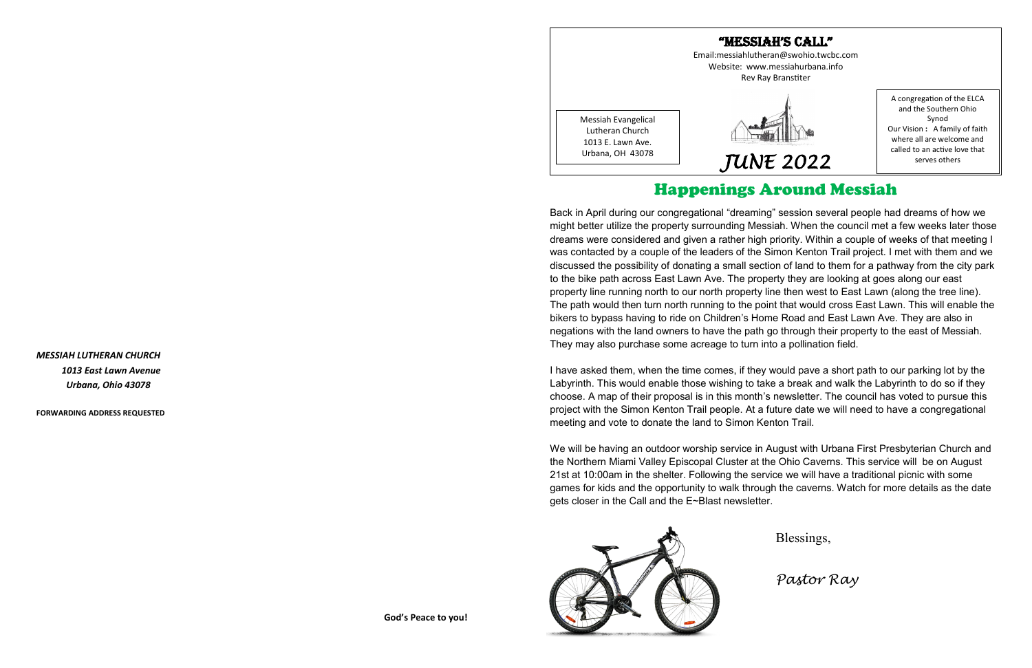*MESSIAH LUTHERAN CHURCH*

*1013 East Lawn Avenue*

*Urbana, Ohio 43078*

**FORWARDING ADDRESS REQUESTED**

**God's Peace to you!**

# "MESSIAH'S CALL"

Email:messiahlutheran@swohio.twcbc.com

Website: www.messiahurbana.info

Rev Ray Branstiter

Messiah Evangelical Lutheran Church
1013 E. Lawn Ave.
Urbana, OH 43078

*JUNE 2022*

A congregation of the ELCA and the Southern Ohio Synod

Our Vision : A family of faith where all are welcome and called to an active love that serves others

## Happenings Around Messiah

Back in April during our congregational "dreaming" session several people had dreams of how we might better utilize the property surrounding Messiah. When the council met a few weeks later those dreams were considered and given a rather high priority. Within a couple of weeks of that meeting I was contacted by a couple of the leaders of the Simon Kenton Trail project. I met with them and we discussed the possibility of donating a small section of land to them for a pathway from the city park to the bike path across East Lawn Ave. The property they are looking at goes along our east property line running north to our north property line then west to East Lawn (along the tree line). The path would then turn north running to the point that would cross East Lawn. This will enable the bikers to bypass having to ride on Children's Home Road and East Lawn Ave. They are also in negations with the land owners to have the path go through their property to the east of Messiah. They may also purchase some acreage to turn into a pollination field.

I have asked them, when the time comes, if they would pave a short path to our parking lot by the Labyrinth. This would enable those wishing to take a break and walk the Labyrinth to do so if they choose. A map of their proposal is in this month's newsletter. The council has voted to pursue this project with the Simon Kenton Trail people. At a future date we will need to have a congregational meeting and vote to donate the land to Simon Kenton Trail.

We will be having an outdoor worship service in August with Urbana First Presbyterian Church and the Northern Miami Valley Episcopal Cluster at the Ohio Caverns. This service will be on August 21st at 10:00am in the shelter. Following the service we will have a traditional picnic with some games for kids and the opportunity to walk through the caverns. Watch for more details as the date gets closer in the Call and the E~Blast newsletter.

Blessings,

*Pastor Ray*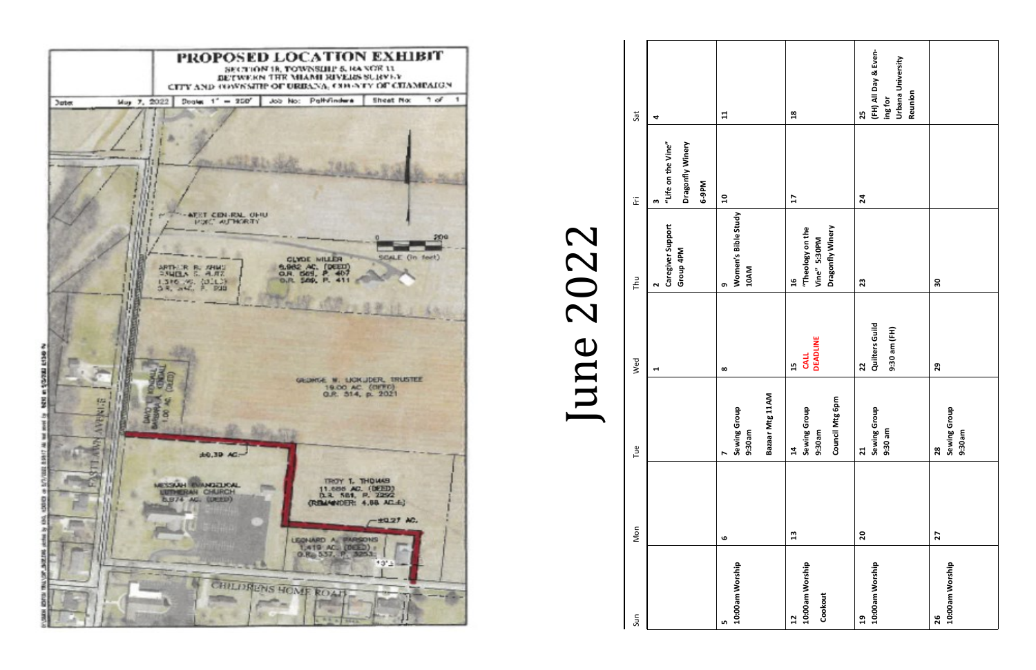# PROPOSED LOCATION EXHIBIT

SECTION 18, TOWNSHIP 5, RANGE 11
BETWEEN THE MIAMI RIVERS SURVEY
CITY AND TOWNSHIP OF URBANA, COUNTY OF CHAMPAIGN

| Date: May 7, 2022 | Scale: 1" = 200' | Job No: Pathfinders | Sheet No: 1 of 1 |
|---|---|---|---|

WEST CENTRAL OHIO PORT AUTHORITY

CLYDE MILLER
6.862 AC. (DEED)
O.R. 569, P. 407
O.R. 569, P. 411

GEORGE W. LICKLIDER, TRUSTEE
19.00 AC. (DEED)
O.R. 314, P. 2021

±0.39 AC.

MESSIAH EVANGELICAL LUTHERAN CHURCH
8.974 AC. (DEED)

TROY T. THOMAS
11.686 AC. (DEED)
O.R. 584, P. 2292
(REMAINDER: 4.88 AC.±)

±0.27 AC.

LEONARD A. PARSONS
1.419 AC. (DEED)
O.R. 537, P. 3253

EASTLAWN AVENUE

CHILDRENS HOME ROAD

SCALE (In feet)
0
200

# June 2022

| Sun | Mon | Tue | Wed | Thu | Fri | Sat |
|---|---|---|---|---|---|---|
| | | | 1 | 2 Caregiver Support Group 4PM | 3 "Life on the Vine" Dragonfly Winery 6-9PM | 4 |
| 5 10:00am Worship | 6 | 7 Sewing Group 9:30am Bazaar Mtg 11AM | 8 | 9 Women's Bible Study 10AM | 10 | 11 |
| 12 10:00am Worship Cookout | 13 | 14 Sewing Group 9:30am Council Mtg 6pm | 15 **CALL DEADLINE** | 16 "Theology on the Vine" 5:30PM Dragonfly Winery | 17 | 18 |
| 19 10:00am Worship | 20 | 21 Sewing Group 9:30 am | 22 Quilters Guild 9:30 am (FH) | 23 | 24 | 25 (FH) All Day & Evening for Urbana University Reunion |
| 26 10:00am Worship | 27 | 28 Sewing Group 9:30am | 29 | 30 | | |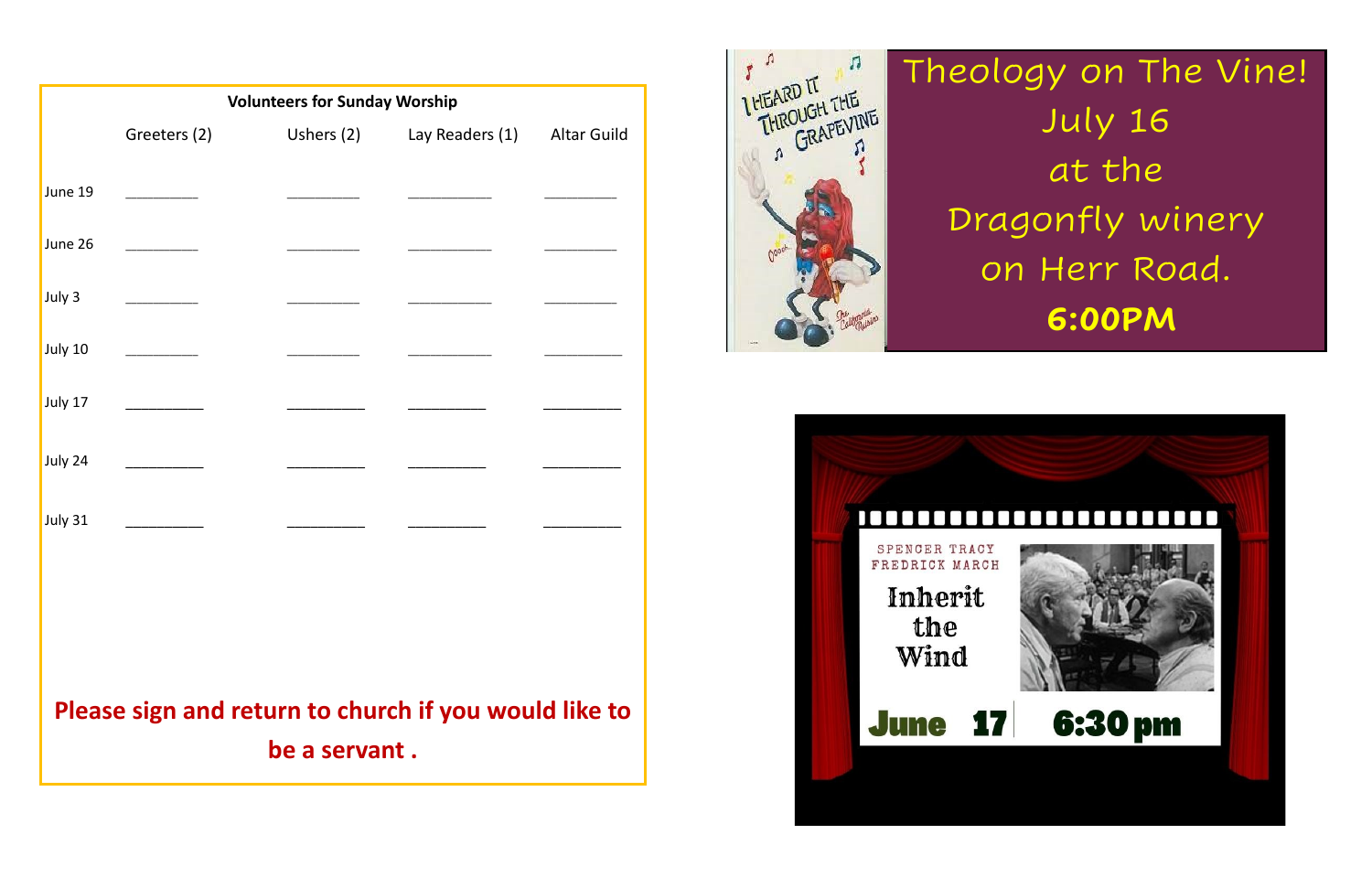## Volunteers for Sunday Worship

| | Greeters (2) | Ushers (2) | Lay Readers (1) | Altar Guild |
|---|---|---|---|---|
| June 19 | _________ | _________ | __________ | _________ |
| June 26 | _________ | _________ | __________ | _________ |
| July 3 | _________ | _________ | __________ | _________ |
| July 10 | _________ | _________ | __________ | _________ |
| July 17 | _________ | _________ | _________ | _________ |
| July 24 | _________ | _________ | _________ | _________ |
| July 31 | _________ | _________ | _________ | _________ |

**Please sign and return to church if you would like to be a servant .**

I HEARD IT THROUGH THE GRAPEVINE

# Theology on The Vine!

July 16

at the

Dragonfly winery

on Herr Road.

**6:00PM**

SPENCER TRACY
FREDRICK MARCH

**Inherit the Wind**

**June 17 6:30 pm**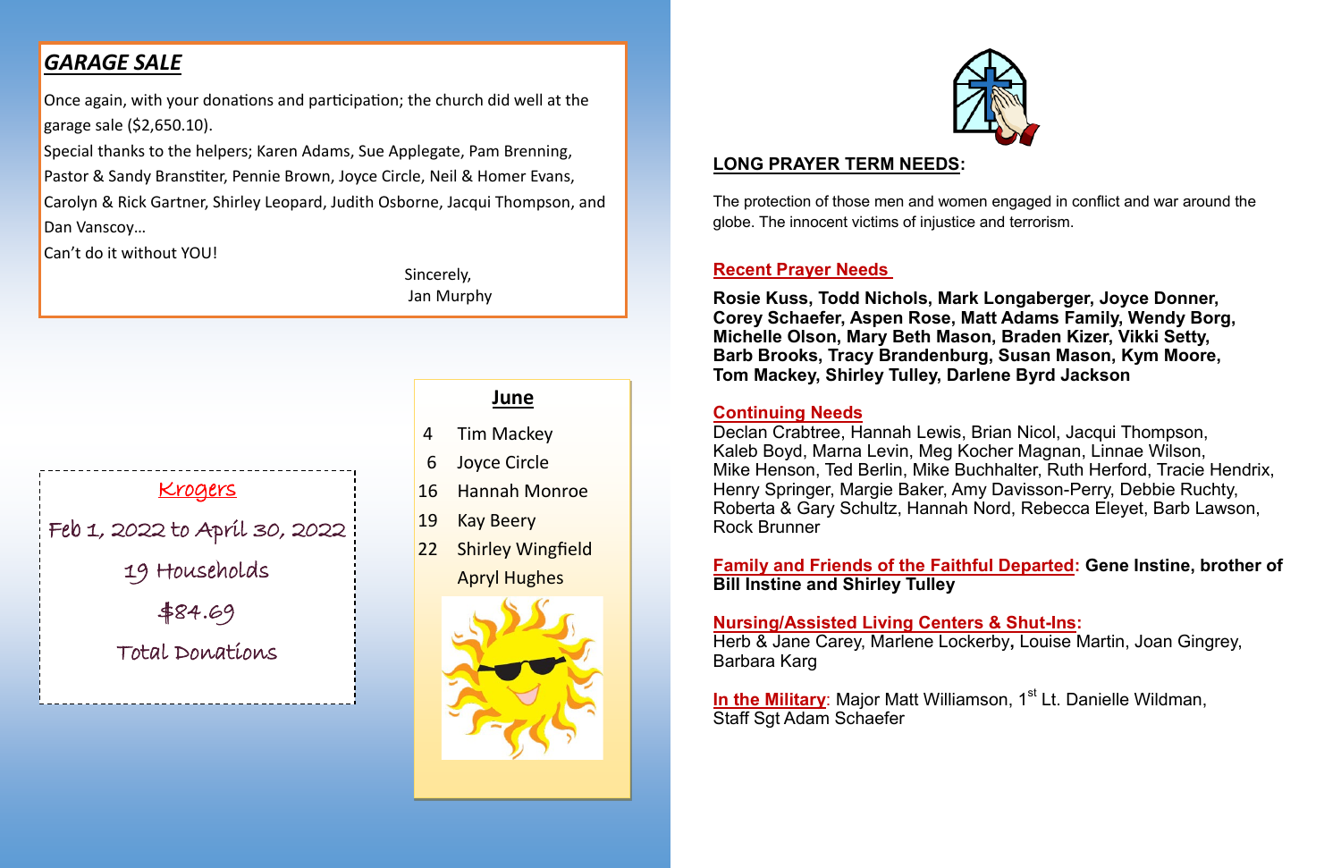## *GARAGE SALE*

Once again, with your donations and participation; the church did well at the garage sale ($2,650.10).

Special thanks to the helpers; Karen Adams, Sue Applegate, Pam Brenning, Pastor & Sandy Branstiter, Pennie Brown, Joyce Circle, Neil & Homer Evans, Carolyn & Rick Gartner, Shirley Leopard, Judith Osborne, Jacqui Thompson, and Dan Vanscoy…

Can't do it without YOU!

Sincerely,
Jan Murphy

## Krogers

Feb 1, 2022 to April 30, 2022

19 Households

$84.69

Total Donations

## June

| | |
|---|---|
| 4 | Tim Mackey |
| 6 | Joyce Circle |
| 16 | Hannah Monroe |
| 19 | Kay Beery |
| 22 | Shirley Wingfield |
| | Apryl Hughes |

## LONG PRAYER TERM NEEDS:

The protection of those men and women engaged in conflict and war around the globe. The innocent victims of injustice and terrorism.

### Recent Prayer Needs

**Rosie Kuss, Todd Nichols, Mark Longaberger, Joyce Donner, Corey Schaefer, Aspen Rose, Matt Adams Family, Wendy Borg, Michelle Olson, Mary Beth Mason, Braden Kizer, Vikki Setty, Barb Brooks, Tracy Brandenburg, Susan Mason, Kym Moore, Tom Mackey, Shirley Tulley, Darlene Byrd Jackson**

### Continuing Needs

Declan Crabtree, Hannah Lewis, Brian Nicol, Jacqui Thompson, Kaleb Boyd, Marna Levin, Meg Kocher Magnan, Linnae Wilson, Mike Henson, Ted Berlin, Mike Buchhalter, Ruth Herford, Tracie Hendrix, Henry Springer, Margie Baker, Amy Davisson-Perry, Debbie Ruchty, Roberta & Gary Schultz, Hannah Nord, Rebecca Eleyet, Barb Lawson, Rock Brunner

**Family and Friends of the Faithful Departed: Gene Instine, brother of Bill Instine and Shirley Tulley**

**Nursing/Assisted Living Centers & Shut-Ins:**
Herb & Jane Carey, Marlene Lockerby, Louise Martin, Joan Gingrey, Barbara Karg

**In the Military**: Major Matt Williamson, 1st Lt. Danielle Wildman, Staff Sgt Adam Schaefer